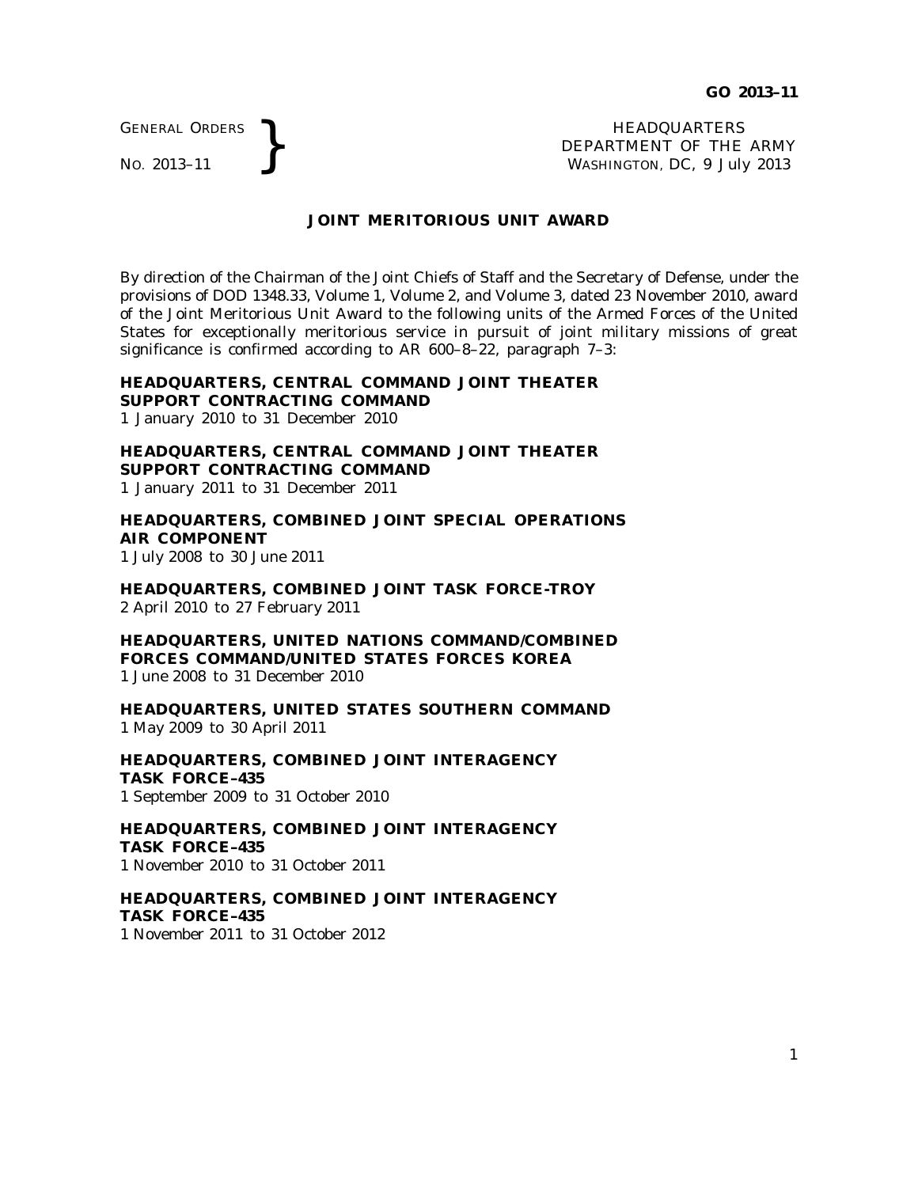GENERAL ORDERS
NO. 2013–11

HEADQUARTERS
DEPARTMENT OF THE ARMY
WASHINGTON, DC, 9 July 2013

## JOINT MERITORIOUS UNIT AWARD

By direction of the Chairman of the Joint Chiefs of Staff and the Secretary of Defense, under the provisions of DOD 1348.33, Volume 1, Volume 2, and Volume 3, dated 23 November 2010, award of the Joint Meritorious Unit Award to the following units of the Armed Forces of the United States for exceptionally meritorious service in pursuit of joint military missions of great significance is confirmed according to AR 600–8–22, paragraph 7–3:

**HEADQUARTERS, CENTRAL COMMAND JOINT THEATER SUPPORT CONTRACTING COMMAND**
1 January 2010 to 31 December 2010

**HEADQUARTERS, CENTRAL COMMAND JOINT THEATER SUPPORT CONTRACTING COMMAND**
1 January 2011 to 31 December 2011

**HEADQUARTERS, COMBINED JOINT SPECIAL OPERATIONS AIR COMPONENT**
1 July 2008 to 30 June 2011

**HEADQUARTERS, COMBINED JOINT TASK FORCE-TROY**
2 April 2010 to 27 February 2011

**HEADQUARTERS, UNITED NATIONS COMMAND/COMBINED FORCES COMMAND/UNITED STATES FORCES KOREA**
1 June 2008 to 31 December 2010

**HEADQUARTERS, UNITED STATES SOUTHERN COMMAND**
1 May 2009 to 30 April 2011

**HEADQUARTERS, COMBINED JOINT INTERAGENCY TASK FORCE–435**
1 September 2009 to 31 October 2010

**HEADQUARTERS, COMBINED JOINT INTERAGENCY TASK FORCE–435**
1 November 2010 to 31 October 2011

**HEADQUARTERS, COMBINED JOINT INTERAGENCY TASK FORCE–435**
1 November 2011 to 31 October 2012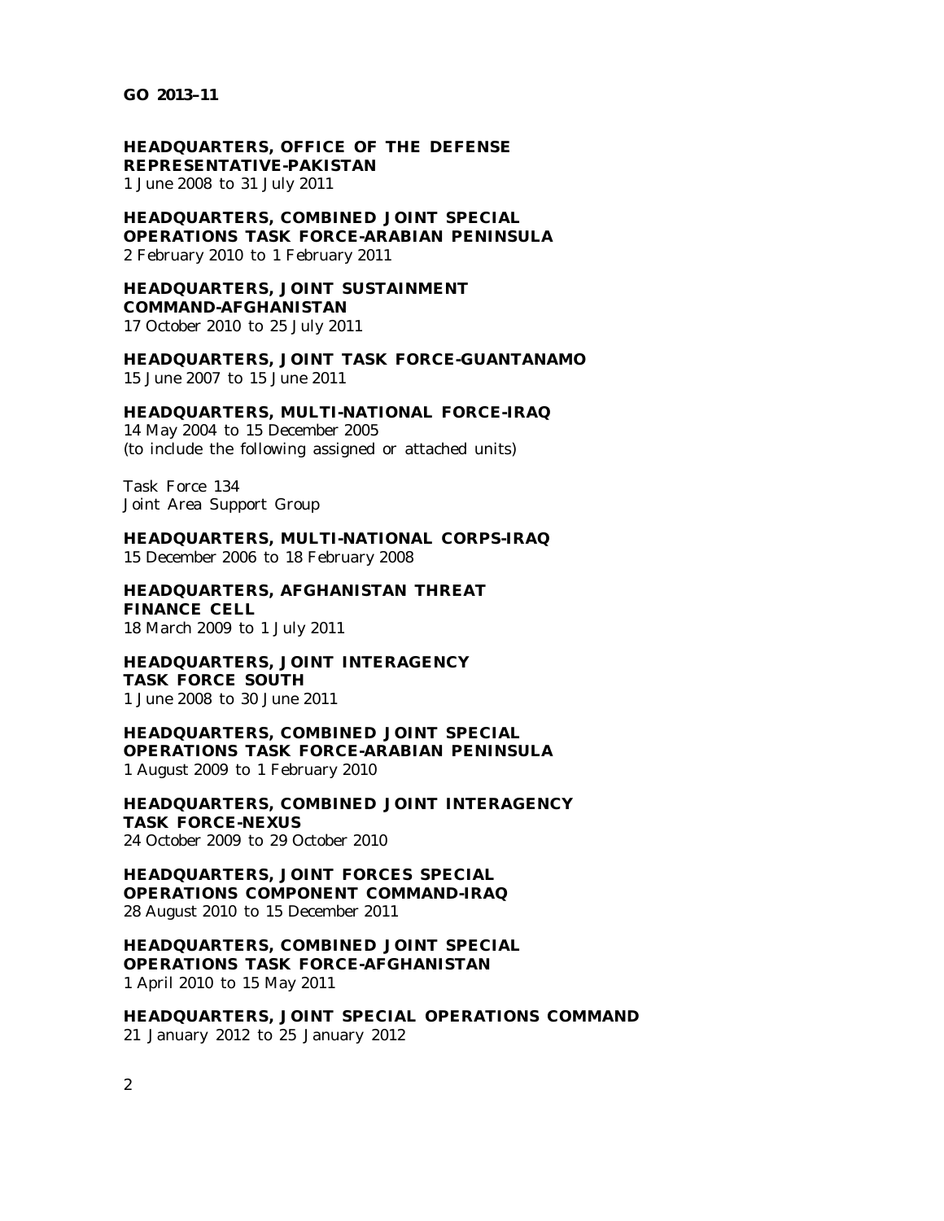**GO 2013–11**

**HEADQUARTERS, OFFICE OF THE DEFENSE REPRESENTATIVE-PAKISTAN**
1 June 2008 to 31 July 2011

**HEADQUARTERS, COMBINED JOINT SPECIAL OPERATIONS TASK FORCE-ARABIAN PENINSULA**
2 February 2010 to 1 February 2011

**HEADQUARTERS, JOINT SUSTAINMENT COMMAND-AFGHANISTAN**
17 October 2010 to 25 July 2011

**HEADQUARTERS, JOINT TASK FORCE-GUANTANAMO**
15 June 2007 to 15 June 2011

**HEADQUARTERS, MULTI-NATIONAL FORCE-IRAQ**
14 May 2004 to 15 December 2005
(to include the following assigned or attached units)

Task Force 134
Joint Area Support Group

**HEADQUARTERS, MULTI-NATIONAL CORPS-IRAQ**
15 December 2006 to 18 February 2008

**HEADQUARTERS, AFGHANISTAN THREAT FINANCE CELL**
18 March 2009 to 1 July 2011

**HEADQUARTERS, JOINT INTERAGENCY TASK FORCE SOUTH**
1 June 2008 to 30 June 2011

**HEADQUARTERS, COMBINED JOINT SPECIAL OPERATIONS TASK FORCE-ARABIAN PENINSULA**
1 August 2009 to 1 February 2010

**HEADQUARTERS, COMBINED JOINT INTERAGENCY TASK FORCE-NEXUS**
24 October 2009 to 29 October 2010

**HEADQUARTERS, JOINT FORCES SPECIAL OPERATIONS COMPONENT COMMAND-IRAQ**
28 August 2010 to 15 December 2011

**HEADQUARTERS, COMBINED JOINT SPECIAL OPERATIONS TASK FORCE-AFGHANISTAN**
1 April 2010 to 15 May 2011

**HEADQUARTERS, JOINT SPECIAL OPERATIONS COMMAND**
21 January 2012 to 25 January 2012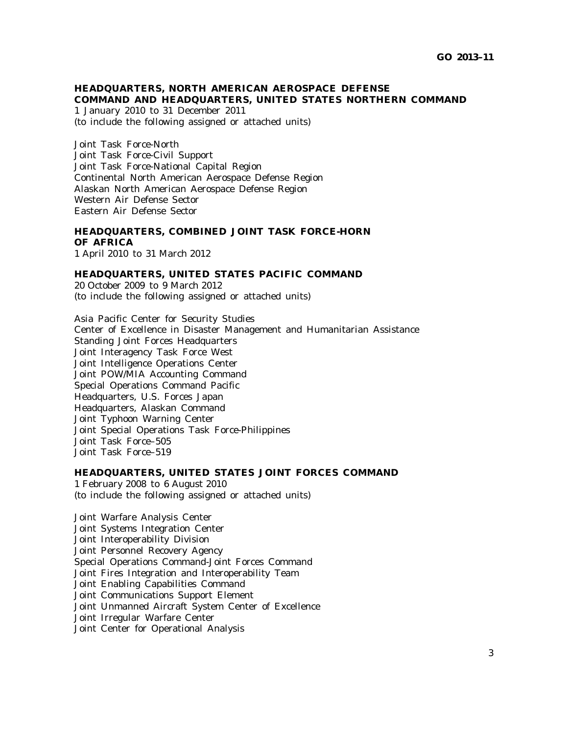**HEADQUARTERS, NORTH AMERICAN AEROSPACE DEFENSE COMMAND AND HEADQUARTERS, UNITED STATES NORTHERN COMMAND**
1 January 2010 to 31 December 2011
(to include the following assigned or attached units)

Joint Task Force-North
Joint Task Force-Civil Support
Joint Task Force-National Capital Region
Continental North American Aerospace Defense Region
Alaskan North American Aerospace Defense Region
Western Air Defense Sector
Eastern Air Defense Sector

**HEADQUARTERS, COMBINED JOINT TASK FORCE-HORN OF AFRICA**
1 April 2010 to 31 March 2012

**HEADQUARTERS, UNITED STATES PACIFIC COMMAND**
20 October 2009 to 9 March 2012
(to include the following assigned or attached units)

Asia Pacific Center for Security Studies
Center of Excellence in Disaster Management and Humanitarian Assistance
Standing Joint Forces Headquarters
Joint Interagency Task Force West
Joint Intelligence Operations Center
Joint POW/MIA Accounting Command
Special Operations Command Pacific
Headquarters, U.S. Forces Japan
Headquarters, Alaskan Command
Joint Typhoon Warning Center
Joint Special Operations Task Force-Philippines
Joint Task Force–505
Joint Task Force–519

**HEADQUARTERS, UNITED STATES JOINT FORCES COMMAND**
1 February 2008 to 6 August 2010
(to include the following assigned or attached units)

Joint Warfare Analysis Center
Joint Systems Integration Center
Joint Interoperability Division
Joint Personnel Recovery Agency
Special Operations Command-Joint Forces Command
Joint Fires Integration and Interoperability Team
Joint Enabling Capabilities Command
Joint Communications Support Element
Joint Unmanned Aircraft System Center of Excellence
Joint Irregular Warfare Center
Joint Center for Operational Analysis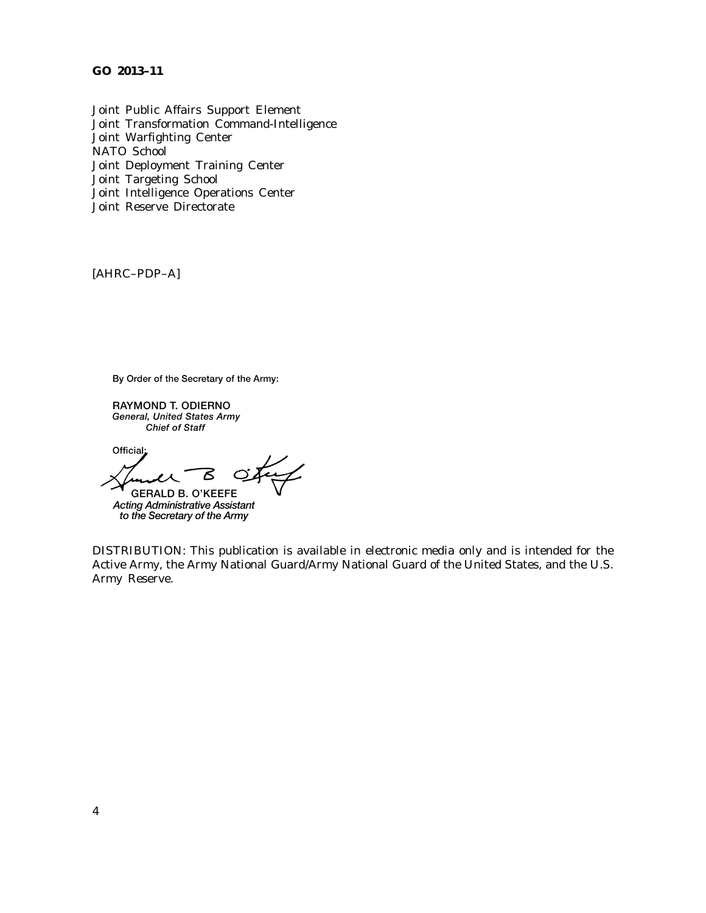Joint Public Affairs Support Element
Joint Transformation Command-Intelligence
Joint Warfighting Center
NATO School
Joint Deployment Training Center
Joint Targeting School
Joint Intelligence Operations Center
Joint Reserve Directorate

[AHRC–PDP–A]

By Order of the Secretary of the Army:

**RAYMOND T. ODIERNO**
*General, United States Army*
*Chief of Staff*

Official:

**GERALD B. O'KEEFE**
*Acting Administrative Assistant*
*to the Secretary of the Army*

DISTRIBUTION: This publication is available in electronic media only and is intended for the Active Army, the Army National Guard/Army National Guard of the United States, and the U.S. Army Reserve.